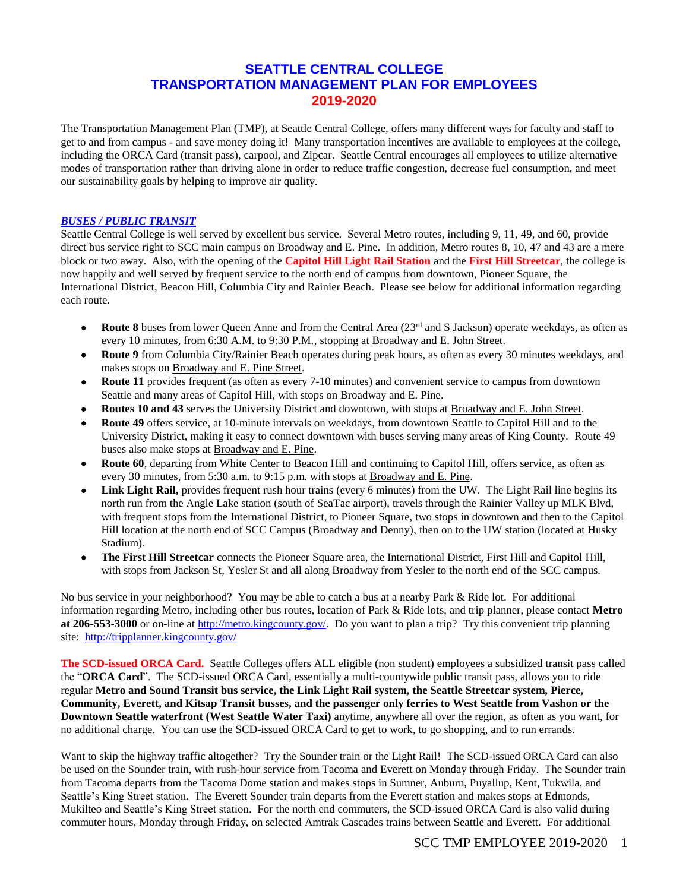# SEATTLE CENTRAL COLLEGE
# TRANSPORTATION MANAGEMENT PLAN FOR EMPLOYEES
# 2019-2020

The Transportation Management Plan (TMP), at Seattle Central College, offers many different ways for faculty and staff to get to and from campus - and save money doing it! Many transportation incentives are available to employees at the college, including the ORCA Card (transit pass), carpool, and Zipcar. Seattle Central encourages all employees to utilize alternative modes of transportation rather than driving alone in order to reduce traffic congestion, decrease fuel consumption, and meet our sustainability goals by helping to improve air quality.

## ***BUSES / PUBLIC TRANSIT***

Seattle Central College is well served by excellent bus service. Several Metro routes, including 9, 11, 49, and 60, provide direct bus service right to SCC main campus on Broadway and E. Pine. In addition, Metro routes 8, 10, 47 and 43 are a mere block or two away. Also, with the opening of the **Capitol Hill Light Rail Station** and the **First Hill Streetcar**, the college is now happily and well served by frequent service to the north end of campus from downtown, Pioneer Square, the International District, Beacon Hill, Columbia City and Rainier Beach. Please see below for additional information regarding each route.

- **Route 8** buses from lower Queen Anne and from the Central Area (23rd and S Jackson) operate weekdays, as often as every 10 minutes, from 6:30 A.M. to 9:30 P.M., stopping at Broadway and E. John Street.
- **Route 9** from Columbia City/Rainier Beach operates during peak hours, as often as every 30 minutes weekdays, and makes stops on Broadway and E. Pine Street.
- **Route 11** provides frequent (as often as every 7-10 minutes) and convenient service to campus from downtown Seattle and many areas of Capitol Hill, with stops on Broadway and E. Pine.
- **Routes 10 and 43** serves the University District and downtown, with stops at Broadway and E. John Street.
- **Route 49** offers service, at 10-minute intervals on weekdays, from downtown Seattle to Capitol Hill and to the University District, making it easy to connect downtown with buses serving many areas of King County. Route 49 buses also make stops at Broadway and E. Pine.
- **Route 60**, departing from White Center to Beacon Hill and continuing to Capitol Hill, offers service, as often as every 30 minutes, from 5:30 a.m. to 9:15 p.m. with stops at Broadway and E. Pine.
- **Link Light Rail,** provides frequent rush hour trains (every 6 minutes) from the UW. The Light Rail line begins its north run from the Angle Lake station (south of SeaTac airport), travels through the Rainier Valley up MLK Blvd, with frequent stops from the International District, to Pioneer Square, two stops in downtown and then to the Capitol Hill location at the north end of SCC Campus (Broadway and Denny), then on to the UW station (located at Husky Stadium).
- **The First Hill Streetcar** connects the Pioneer Square area, the International District, First Hill and Capitol Hill, with stops from Jackson St, Yesler St and all along Broadway from Yesler to the north end of the SCC campus.

No bus service in your neighborhood? You may be able to catch a bus at a nearby Park & Ride lot. For additional information regarding Metro, including other bus routes, location of Park & Ride lots, and trip planner, please contact **Metro at 206-553-3000** or on-line at http://metro.kingcounty.gov/. Do you want to plan a trip? Try this convenient trip planning site: http://tripplanner.kingcounty.gov/

**The SCD-issued ORCA Card.** Seattle Colleges offers ALL eligible (non student) employees a subsidized transit pass called the "**ORCA Card**". The SCD-issued ORCA Card, essentially a multi-countywide public transit pass, allows you to ride regular **Metro and Sound Transit bus service, the Link Light Rail system, the Seattle Streetcar system, Pierce, Community, Everett, and Kitsap Transit busses, and the passenger only ferries to West Seattle from Vashon or the Downtown Seattle waterfront (West Seattle Water Taxi)** anytime, anywhere all over the region, as often as you want, for no additional charge. You can use the SCD-issued ORCA Card to get to work, to go shopping, and to run errands.

Want to skip the highway traffic altogether? Try the Sounder train or the Light Rail! The SCD-issued ORCA Card can also be used on the Sounder train, with rush-hour service from Tacoma and Everett on Monday through Friday. The Sounder train from Tacoma departs from the Tacoma Dome station and makes stops in Sumner, Auburn, Puyallup, Kent, Tukwila, and Seattle's King Street station. The Everett Sounder train departs from the Everett station and makes stops at Edmonds, Mukilteo and Seattle's King Street station. For the north end commuters, the SCD-issued ORCA Card is also valid during commuter hours, Monday through Friday, on selected Amtrak Cascades trains between Seattle and Everett. For additional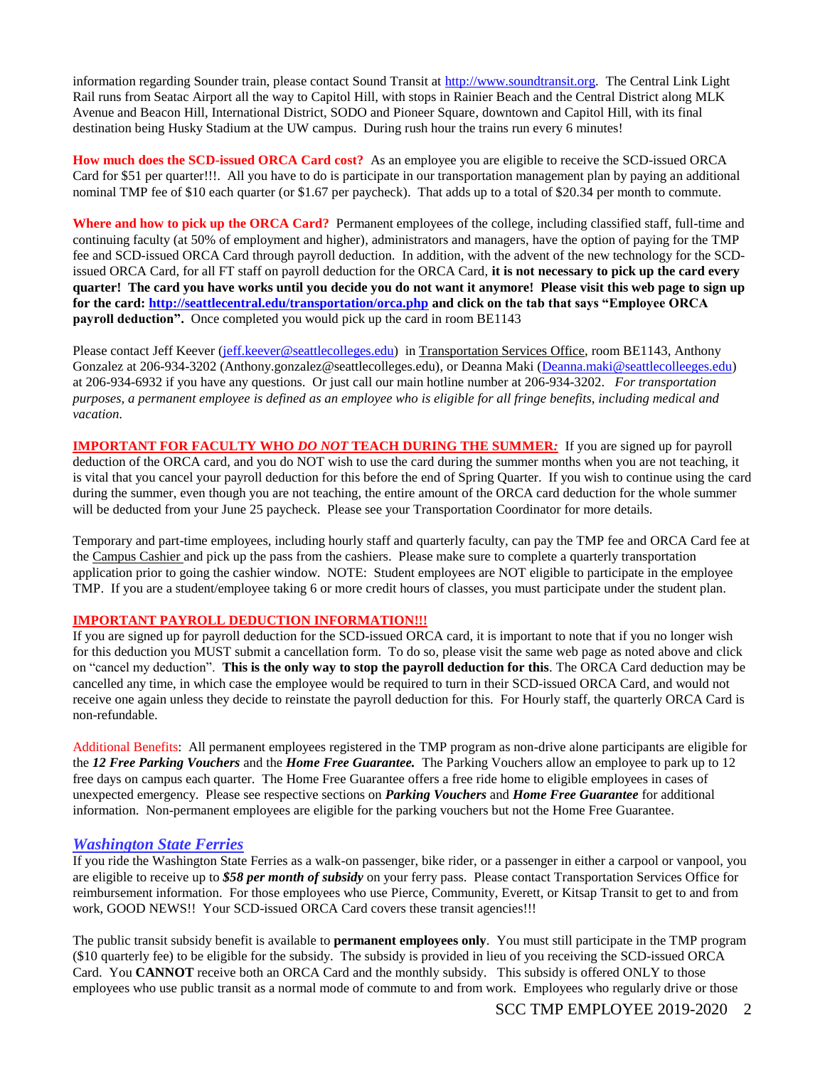information regarding Sounder train, please contact Sound Transit at http://www.soundtransit.org. The Central Link Light Rail runs from Seatac Airport all the way to Capitol Hill, with stops in Rainier Beach and the Central District along MLK Avenue and Beacon Hill, International District, SODO and Pioneer Square, downtown and Capitol Hill, with its final destination being Husky Stadium at the UW campus. During rush hour the trains run every 6 minutes!

**How much does the SCD-issued ORCA Card cost?** As an employee you are eligible to receive the SCD-issued ORCA Card for $51 per quarter!!!. All you have to do is participate in our transportation management plan by paying an additional nominal TMP fee of $10 each quarter (or $1.67 per paycheck). That adds up to a total of $20.34 per month to commute.

**Where and how to pick up the ORCA Card?** Permanent employees of the college, including classified staff, full-time and continuing faculty (at 50% of employment and higher), administrators and managers, have the option of paying for the TMP fee and SCD-issued ORCA Card through payroll deduction. In addition, with the advent of the new technology for the SCD-issued ORCA Card, for all FT staff on payroll deduction for the ORCA Card, **it is not necessary to pick up the card every quarter! The card you have works until you decide you do not want it anymore! Please visit this web page to sign up for the card: http://seattlecentral.edu/transportation/orca.php and click on the tab that says "Employee ORCA payroll deduction".** Once completed you would pick up the card in room BE1143

Please contact Jeff Keever (jeff.keever@seattlecolleges.edu) in Transportation Services Office, room BE1143, Anthony Gonzalez at 206-934-3202 (Anthony.gonzalez@seattlecolleges.edu), or Deanna Maki (Deanna.maki@seattlecolleeges.edu) at 206-934-6932 if you have any questions. Or just call our main hotline number at 206-934-3202. *For transportation purposes, a permanent employee is defined as an employee who is eligible for all fringe benefits, including medical and vacation.*

**IMPORTANT FOR FACULTY WHO *DO NOT* TEACH DURING THE SUMMER:** If you are signed up for payroll deduction of the ORCA card, and you do NOT wish to use the card during the summer months when you are not teaching, it is vital that you cancel your payroll deduction for this before the end of Spring Quarter. If you wish to continue using the card during the summer, even though you are not teaching, the entire amount of the ORCA card deduction for the whole summer will be deducted from your June 25 paycheck. Please see your Transportation Coordinator for more details.

Temporary and part-time employees, including hourly staff and quarterly faculty, can pay the TMP fee and ORCA Card fee at the Campus Cashier and pick up the pass from the cashiers. Please make sure to complete a quarterly transportation application prior to going the cashier window. NOTE: Student employees are NOT eligible to participate in the employee TMP. If you are a student/employee taking 6 or more credit hours of classes, you must participate under the student plan.

**IMPORTANT PAYROLL DEDUCTION INFORMATION!!!**

If you are signed up for payroll deduction for the SCD-issued ORCA card, it is important to note that if you no longer wish for this deduction you MUST submit a cancellation form. To do so, please visit the same web page as noted above and click on "cancel my deduction". **This is the only way to stop the payroll deduction for this**. The ORCA Card deduction may be cancelled any time, in which case the employee would be required to turn in their SCD-issued ORCA Card, and would not receive one again unless they decide to reinstate the payroll deduction for this. For Hourly staff, the quarterly ORCA Card is non-refundable.

Additional Benefits: All permanent employees registered in the TMP program as non-drive alone participants are eligible for the ***12 Free Parking Vouchers*** and the ***Home Free Guarantee.*** The Parking Vouchers allow an employee to park up to 12 free days on campus each quarter. The Home Free Guarantee offers a free ride home to eligible employees in cases of unexpected emergency. Please see respective sections on ***Parking Vouchers*** and ***Home Free Guarantee*** for additional information. Non-permanent employees are eligible for the parking vouchers but not the Home Free Guarantee.

## *Washington State Ferries*

If you ride the Washington State Ferries as a walk-on passenger, bike rider, or a passenger in either a carpool or vanpool, you are eligible to receive up to ***$58 per month of subsidy*** on your ferry pass. Please contact Transportation Services Office for reimbursement information. For those employees who use Pierce, Community, Everett, or Kitsap Transit to get to and from work, GOOD NEWS!! Your SCD-issued ORCA Card covers these transit agencies!!!

The public transit subsidy benefit is available to **permanent employees only**. You must still participate in the TMP program ($10 quarterly fee) to be eligible for the subsidy. The subsidy is provided in lieu of you receiving the SCD-issued ORCA Card. You **CANNOT** receive both an ORCA Card and the monthly subsidy. This subsidy is offered ONLY to those employees who use public transit as a normal mode of commute to and from work. Employees who regularly drive or those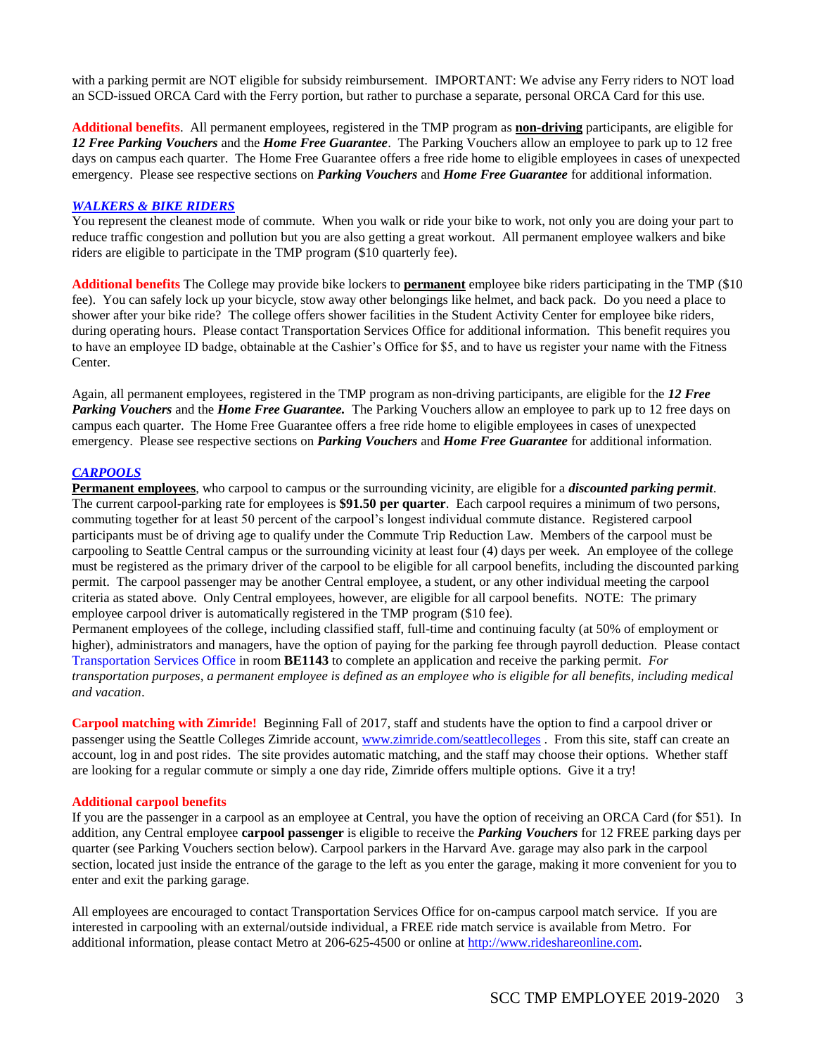with a parking permit are NOT eligible for subsidy reimbursement. IMPORTANT: We advise any Ferry riders to NOT load an SCD-issued ORCA Card with the Ferry portion, but rather to purchase a separate, personal ORCA Card for this use.

**Additional benefits**. All permanent employees, registered in the TMP program as **non-driving** participants, are eligible for ***12 Free Parking Vouchers*** and the ***Home Free Guarantee***. The Parking Vouchers allow an employee to park up to 12 free days on campus each quarter. The Home Free Guarantee offers a free ride home to eligible employees in cases of unexpected emergency. Please see respective sections on ***Parking Vouchers*** and ***Home Free Guarantee*** for additional information.

### *WALKERS & BIKE RIDERS*

You represent the cleanest mode of commute. When you walk or ride your bike to work, not only you are doing your part to reduce traffic congestion and pollution but you are also getting a great workout. All permanent employee walkers and bike riders are eligible to participate in the TMP program ($10 quarterly fee).

**Additional benefits** The College may provide bike lockers to **permanent** employee bike riders participating in the TMP ($10 fee). You can safely lock up your bicycle, stow away other belongings like helmet, and back pack. Do you need a place to shower after your bike ride? The college offers shower facilities in the Student Activity Center for employee bike riders, during operating hours. Please contact Transportation Services Office for additional information. This benefit requires you to have an employee ID badge, obtainable at the Cashier's Office for $5, and to have us register your name with the Fitness Center.

Again, all permanent employees, registered in the TMP program as non-driving participants, are eligible for the ***12 Free Parking Vouchers*** and the ***Home Free Guarantee.*** The Parking Vouchers allow an employee to park up to 12 free days on campus each quarter. The Home Free Guarantee offers a free ride home to eligible employees in cases of unexpected emergency. Please see respective sections on ***Parking Vouchers*** and ***Home Free Guarantee*** for additional information.

### *CARPOOLS*

**Permanent employees**, who carpool to campus or the surrounding vicinity, are eligible for a ***discounted parking permit***. The current carpool-parking rate for employees is **$91.50 per quarter**. Each carpool requires a minimum of two persons, commuting together for at least 50 percent of the carpool's longest individual commute distance. Registered carpool participants must be of driving age to qualify under the Commute Trip Reduction Law. Members of the carpool must be carpooling to Seattle Central campus or the surrounding vicinity at least four (4) days per week. An employee of the college must be registered as the primary driver of the carpool to be eligible for all carpool benefits, including the discounted parking permit. The carpool passenger may be another Central employee, a student, or any other individual meeting the carpool criteria as stated above. Only Central employees, however, are eligible for all carpool benefits. NOTE: The primary employee carpool driver is automatically registered in the TMP program ($10 fee).

Permanent employees of the college, including classified staff, full-time and continuing faculty (at 50% of employment or higher), administrators and managers, have the option of paying for the parking fee through payroll deduction. Please contact Transportation Services Office in room **BE1143** to complete an application and receive the parking permit. *For transportation purposes, a permanent employee is defined as an employee who is eligible for all benefits, including medical and vacation*.

**Carpool matching with Zimride!** Beginning Fall of 2017, staff and students have the option to find a carpool driver or passenger using the Seattle Colleges Zimride account, www.zimride.com/seattlecolleges . From this site, staff can create an account, log in and post rides. The site provides automatic matching, and the staff may choose their options. Whether staff are looking for a regular commute or simply a one day ride, Zimride offers multiple options. Give it a try!

**Additional carpool benefits**

If you are the passenger in a carpool as an employee at Central, you have the option of receiving an ORCA Card (for $51). In addition, any Central employee **carpool passenger** is eligible to receive the ***Parking Vouchers*** for 12 FREE parking days per quarter (see Parking Vouchers section below). Carpool parkers in the Harvard Ave. garage may also park in the carpool section, located just inside the entrance of the garage to the left as you enter the garage, making it more convenient for you to enter and exit the parking garage.

All employees are encouraged to contact Transportation Services Office for on-campus carpool match service. If you are interested in carpooling with an external/outside individual, a FREE ride match service is available from Metro. For additional information, please contact Metro at 206-625-4500 or online at http://www.rideshareonline.com.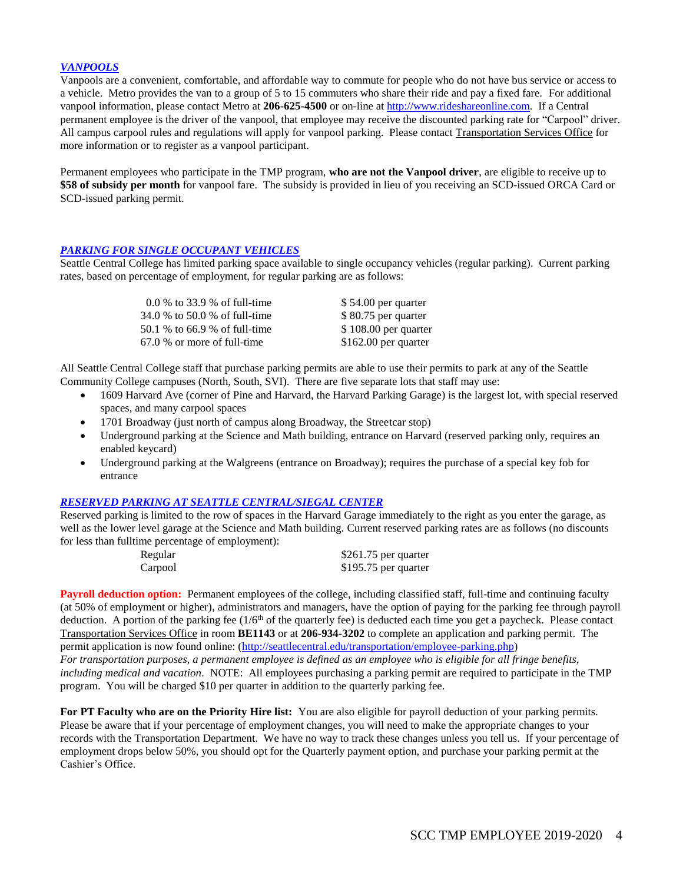## *VANPOOLS*

Vanpools are a convenient, comfortable, and affordable way to commute for people who do not have bus service or access to a vehicle. Metro provides the van to a group of 5 to 15 commuters who share their ride and pay a fixed fare. For additional vanpool information, please contact Metro at **206-625-4500** or on-line at http://www.rideshareonline.com. If a Central permanent employee is the driver of the vanpool, that employee may receive the discounted parking rate for "Carpool" driver. All campus carpool rules and regulations will apply for vanpool parking. Please contact Transportation Services Office for more information or to register as a vanpool participant.

Permanent employees who participate in the TMP program, **who are not the Vanpool driver**, are eligible to receive up to **$58 of subsidy per month** for vanpool fare. The subsidy is provided in lieu of you receiving an SCD-issued ORCA Card or SCD-issued parking permit.

## *PARKING FOR SINGLE OCCUPANT VEHICLES*

Seattle Central College has limited parking space available to single occupancy vehicles (regular parking). Current parking rates, based on percentage of employment, for regular parking are as follows:

| | |
|---|---|
| 0.0 % to 33.9 % of full-time | $ 54.00 per quarter |
| 34.0 % to 50.0 % of full-time | $ 80.75 per quarter |
| 50.1 % to 66.9 % of full-time | $ 108.00 per quarter |
| 67.0 % or more of full-time | $162.00 per quarter |

All Seattle Central College staff that purchase parking permits are able to use their permits to park at any of the Seattle Community College campuses (North, South, SVI). There are five separate lots that staff may use:

- 1609 Harvard Ave (corner of Pine and Harvard, the Harvard Parking Garage) is the largest lot, with special reserved spaces, and many carpool spaces
- 1701 Broadway (just north of campus along Broadway, the Streetcar stop)
- Underground parking at the Science and Math building, entrance on Harvard (reserved parking only, requires an enabled keycard)
- Underground parking at the Walgreens (entrance on Broadway); requires the purchase of a special key fob for entrance

## *RESERVED PARKING AT SEATTLE CENTRAL/SIEGAL CENTER*

Reserved parking is limited to the row of spaces in the Harvard Garage immediately to the right as you enter the garage, as well as the lower level garage at the Science and Math building. Current reserved parking rates are as follows (no discounts for less than fulltime percentage of employment):

| | |
|---|---|
| Regular | $261.75 per quarter |
| Carpool | $195.75 per quarter |

**Payroll deduction option:** Permanent employees of the college, including classified staff, full-time and continuing faculty (at 50% of employment or higher), administrators and managers, have the option of paying for the parking fee through payroll deduction. A portion of the parking fee (1/6th of the quarterly fee) is deducted each time you get a paycheck. Please contact Transportation Services Office in room **BE1143** or at **206-934-3202** to complete an application and parking permit. The permit application is now found online: (http://seattlecentral.edu/transportation/employee-parking.php)
*For transportation purposes, a permanent employee is defined as an employee who is eligible for all fringe benefits, including medical and vacation*. NOTE: All employees purchasing a parking permit are required to participate in the TMP program. You will be charged $10 per quarter in addition to the quarterly parking fee.

**For PT Faculty who are on the Priority Hire list:** You are also eligible for payroll deduction of your parking permits. Please be aware that if your percentage of employment changes, you will need to make the appropriate changes to your records with the Transportation Department. We have no way to track these changes unless you tell us. If your percentage of employment drops below 50%, you should opt for the Quarterly payment option, and purchase your parking permit at the Cashier's Office.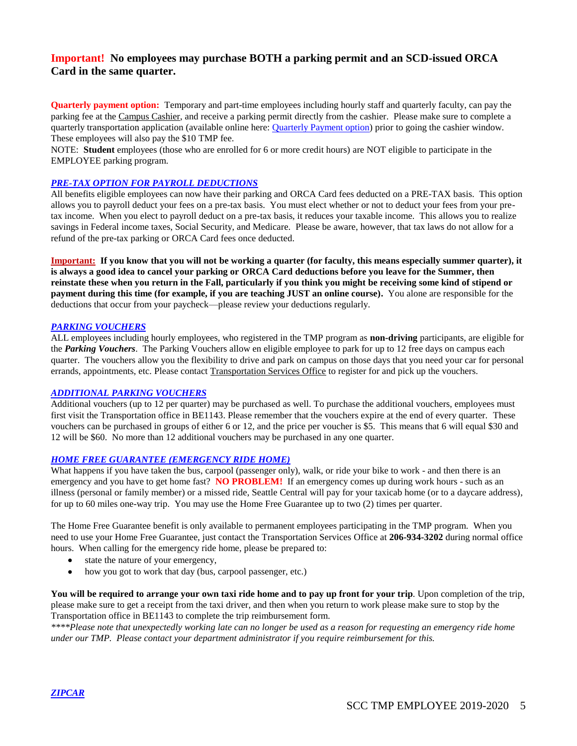**Important! No employees may purchase BOTH a parking permit and an SCD-issued ORCA Card in the same quarter.**

**Quarterly payment option:** Temporary and part-time employees including hourly staff and quarterly faculty, can pay the parking fee at the Campus Cashier, and receive a parking permit directly from the cashier. Please make sure to complete a quarterly transportation application (available online here: Quarterly Payment option) prior to going the cashier window. These employees will also pay the $10 TMP fee.

NOTE: **Student** employees (those who are enrolled for 6 or more credit hours) are NOT eligible to participate in the EMPLOYEE parking program.

### *PRE-TAX OPTION FOR PAYROLL DEDUCTIONS*

All benefits eligible employees can now have their parking and ORCA Card fees deducted on a PRE-TAX basis. This option allows you to payroll deduct your fees on a pre-tax basis. You must elect whether or not to deduct your fees from your pre-tax income. When you elect to payroll deduct on a pre-tax basis, it reduces your taxable income. This allows you to realize savings in Federal income taxes, Social Security, and Medicare. Please be aware, however, that tax laws do not allow for a refund of the pre-tax parking or ORCA Card fees once deducted.

**Important: If you know that you will not be working a quarter (for faculty, this means especially summer quarter), it is always a good idea to cancel your parking or ORCA Card deductions before you leave for the Summer, then reinstate these when you return in the Fall, particularly if you think you might be receiving some kind of stipend or payment during this time (for example, if you are teaching JUST an online course).** You alone are responsible for the deductions that occur from your paycheck—please review your deductions regularly.

### *PARKING VOUCHERS*

ALL employees including hourly employees, who registered in the TMP program as **non-driving** participants, are eligible for the ***Parking Vouchers***. The Parking Vouchers allow en eligible employee to park for up to 12 free days on campus each quarter. The vouchers allow you the flexibility to drive and park on campus on those days that you need your car for personal errands, appointments, etc. Please contact Transportation Services Office to register for and pick up the vouchers.

### *ADDITIONAL PARKING VOUCHERS*

Additional vouchers (up to 12 per quarter) may be purchased as well. To purchase the additional vouchers, employees must first visit the Transportation office in BE1143. Please remember that the vouchers expire at the end of every quarter. These vouchers can be purchased in groups of either 6 or 12, and the price per voucher is $5. This means that 6 will equal $30 and 12 will be $60. No more than 12 additional vouchers may be purchased in any one quarter.

### *HOME FREE GUARANTEE (EMERGENCY RIDE HOME)*

What happens if you have taken the bus, carpool (passenger only), walk, or ride your bike to work - and then there is an emergency and you have to get home fast? **NO PROBLEM!** If an emergency comes up during work hours - such as an illness (personal or family member) or a missed ride, Seattle Central will pay for your taxicab home (or to a daycare address), for up to 60 miles one-way trip. You may use the Home Free Guarantee up to two (2) times per quarter.

The Home Free Guarantee benefit is only available to permanent employees participating in the TMP program. When you need to use your Home Free Guarantee, just contact the Transportation Services Office at **206-934-3202** during normal office hours. When calling for the emergency ride home, please be prepared to:

- state the nature of your emergency,
- how you got to work that day (bus, carpool passenger, etc.)

**You will be required to arrange your own taxi ride home and to pay up front for your trip**. Upon completion of the trip, please make sure to get a receipt from the taxi driver, and then when you return to work please make sure to stop by the Transportation office in BE1143 to complete the trip reimbursement form.

*\*\*\*\*Please note that unexpectedly working late can no longer be used as a reason for requesting an emergency ride home under our TMP. Please contact your department administrator if you require reimbursement for this.*

### *ZIPCAR*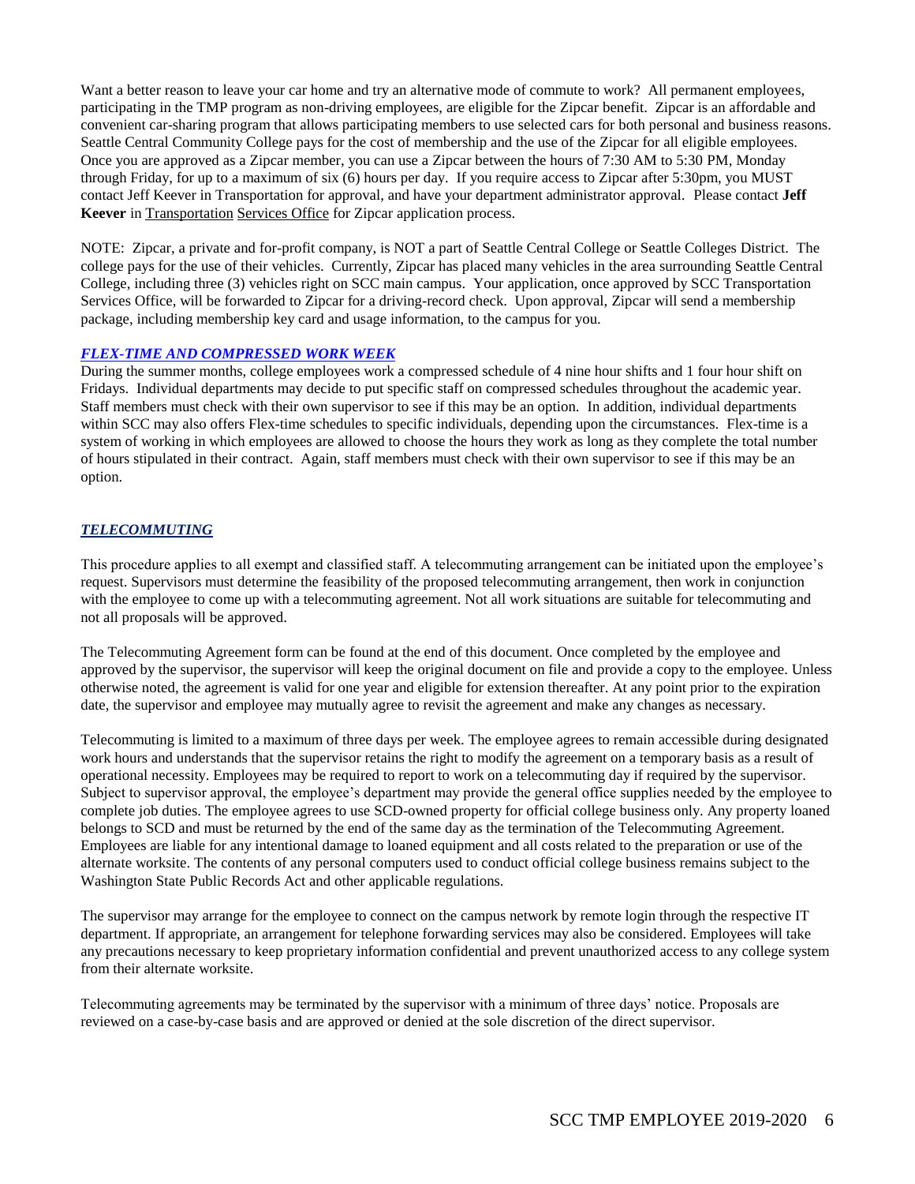Want a better reason to leave your car home and try an alternative mode of commute to work? All permanent employees, participating in the TMP program as non-driving employees, are eligible for the Zipcar benefit. Zipcar is an affordable and convenient car-sharing program that allows participating members to use selected cars for both personal and business reasons. Seattle Central Community College pays for the cost of membership and the use of the Zipcar for all eligible employees. Once you are approved as a Zipcar member, you can use a Zipcar between the hours of 7:30 AM to 5:30 PM, Monday through Friday, for up to a maximum of six (6) hours per day. If you require access to Zipcar after 5:30pm, you MUST contact Jeff Keever in Transportation for approval, and have your department administrator approval. Please contact **Jeff Keever** in Transportation Services Office for Zipcar application process.

NOTE: Zipcar, a private and for-profit company, is NOT a part of Seattle Central College or Seattle Colleges District. The college pays for the use of their vehicles. Currently, Zipcar has placed many vehicles in the area surrounding Seattle Central College, including three (3) vehicles right on SCC main campus. Your application, once approved by SCC Transportation Services Office, will be forwarded to Zipcar for a driving-record check. Upon approval, Zipcar will send a membership package, including membership key card and usage information, to the campus for you.

### *FLEX-TIME AND COMPRESSED WORK WEEK*

During the summer months, college employees work a compressed schedule of 4 nine hour shifts and 1 four hour shift on Fridays. Individual departments may decide to put specific staff on compressed schedules throughout the academic year. Staff members must check with their own supervisor to see if this may be an option. In addition, individual departments within SCC may also offers Flex-time schedules to specific individuals, depending upon the circumstances. Flex-time is a system of working in which employees are allowed to choose the hours they work as long as they complete the total number of hours stipulated in their contract. Again, staff members must check with their own supervisor to see if this may be an option.

### *TELECOMMUTING*

This procedure applies to all exempt and classified staff. A telecommuting arrangement can be initiated upon the employee's request. Supervisors must determine the feasibility of the proposed telecommuting arrangement, then work in conjunction with the employee to come up with a telecommuting agreement. Not all work situations are suitable for telecommuting and not all proposals will be approved.

The Telecommuting Agreement form can be found at the end of this document. Once completed by the employee and approved by the supervisor, the supervisor will keep the original document on file and provide a copy to the employee. Unless otherwise noted, the agreement is valid for one year and eligible for extension thereafter. At any point prior to the expiration date, the supervisor and employee may mutually agree to revisit the agreement and make any changes as necessary.

Telecommuting is limited to a maximum of three days per week. The employee agrees to remain accessible during designated work hours and understands that the supervisor retains the right to modify the agreement on a temporary basis as a result of operational necessity. Employees may be required to report to work on a telecommuting day if required by the supervisor. Subject to supervisor approval, the employee's department may provide the general office supplies needed by the employee to complete job duties. The employee agrees to use SCD-owned property for official college business only. Any property loaned belongs to SCD and must be returned by the end of the same day as the termination of the Telecommuting Agreement. Employees are liable for any intentional damage to loaned equipment and all costs related to the preparation or use of the alternate worksite. The contents of any personal computers used to conduct official college business remains subject to the Washington State Public Records Act and other applicable regulations.

The supervisor may arrange for the employee to connect on the campus network by remote login through the respective IT department. If appropriate, an arrangement for telephone forwarding services may also be considered. Employees will take any precautions necessary to keep proprietary information confidential and prevent unauthorized access to any college system from their alternate worksite.

Telecommuting agreements may be terminated by the supervisor with a minimum of three days' notice. Proposals are reviewed on a case-by-case basis and are approved or denied at the sole discretion of the direct supervisor.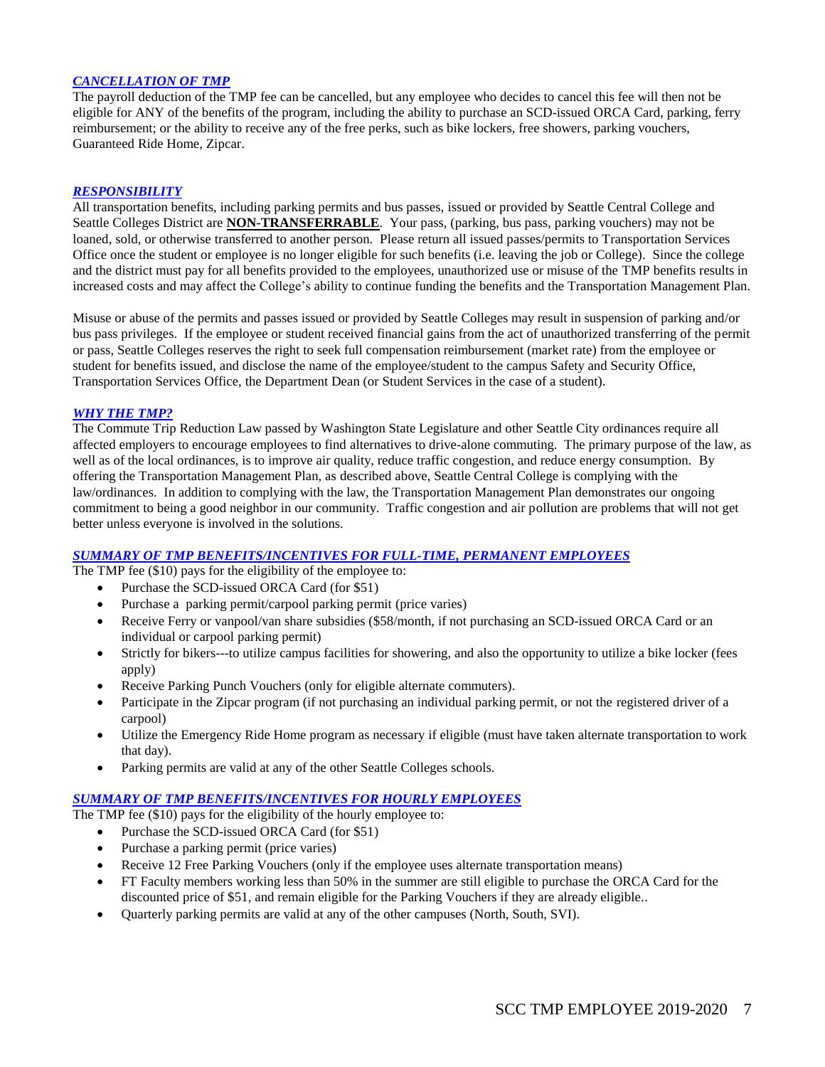### *CANCELLATION OF TMP*

The payroll deduction of the TMP fee can be cancelled, but any employee who decides to cancel this fee will then not be eligible for ANY of the benefits of the program, including the ability to purchase an SCD-issued ORCA Card, parking, ferry reimbursement; or the ability to receive any of the free perks, such as bike lockers, free showers, parking vouchers, Guaranteed Ride Home, Zipcar.

### *RESPONSIBILITY*

All transportation benefits, including parking permits and bus passes, issued or provided by Seattle Central College and Seattle Colleges District are **NON-TRANSFERRABLE**. Your pass, (parking, bus pass, parking vouchers) may not be loaned, sold, or otherwise transferred to another person. Please return all issued passes/permits to Transportation Services Office once the student or employee is no longer eligible for such benefits (i.e. leaving the job or College). Since the college and the district must pay for all benefits provided to the employees, unauthorized use or misuse of the TMP benefits results in increased costs and may affect the College's ability to continue funding the benefits and the Transportation Management Plan.

Misuse or abuse of the permits and passes issued or provided by Seattle Colleges may result in suspension of parking and/or bus pass privileges. If the employee or student received financial gains from the act of unauthorized transferring of the permit or pass, Seattle Colleges reserves the right to seek full compensation reimbursement (market rate) from the employee or student for benefits issued, and disclose the name of the employee/student to the campus Safety and Security Office, Transportation Services Office, the Department Dean (or Student Services in the case of a student).

### *WHY THE TMP?*

The Commute Trip Reduction Law passed by Washington State Legislature and other Seattle City ordinances require all affected employers to encourage employees to find alternatives to drive-alone commuting. The primary purpose of the law, as well as of the local ordinances, is to improve air quality, reduce traffic congestion, and reduce energy consumption. By offering the Transportation Management Plan, as described above, Seattle Central College is complying with the law/ordinances. In addition to complying with the law, the Transportation Management Plan demonstrates our ongoing commitment to being a good neighbor in our community. Traffic congestion and air pollution are problems that will not get better unless everyone is involved in the solutions.

### *SUMMARY OF TMP BENEFITS/INCENTIVES FOR FULL-TIME, PERMANENT EMPLOYEES*

The TMP fee ($10) pays for the eligibility of the employee to:

- Purchase the SCD-issued ORCA Card (for $51)
- Purchase a parking permit/carpool parking permit (price varies)
- Receive Ferry or vanpool/van share subsidies ($58/month, if not purchasing an SCD-issued ORCA Card or an individual or carpool parking permit)
- Strictly for bikers---to utilize campus facilities for showering, and also the opportunity to utilize a bike locker (fees apply)
- Receive Parking Punch Vouchers (only for eligible alternate commuters).
- Participate in the Zipcar program (if not purchasing an individual parking permit, or not the registered driver of a carpool)
- Utilize the Emergency Ride Home program as necessary if eligible (must have taken alternate transportation to work that day).
- Parking permits are valid at any of the other Seattle Colleges schools.

### *SUMMARY OF TMP BENEFITS/INCENTIVES FOR HOURLY EMPLOYEES*

The TMP fee ($10) pays for the eligibility of the hourly employee to:

- Purchase the SCD-issued ORCA Card (for $51)
- Purchase a parking permit (price varies)
- Receive 12 Free Parking Vouchers (only if the employee uses alternate transportation means)
- FT Faculty members working less than 50% in the summer are still eligible to purchase the ORCA Card for the discounted price of $51, and remain eligible for the Parking Vouchers if they are already eligible..
- Quarterly parking permits are valid at any of the other campuses (North, South, SVI).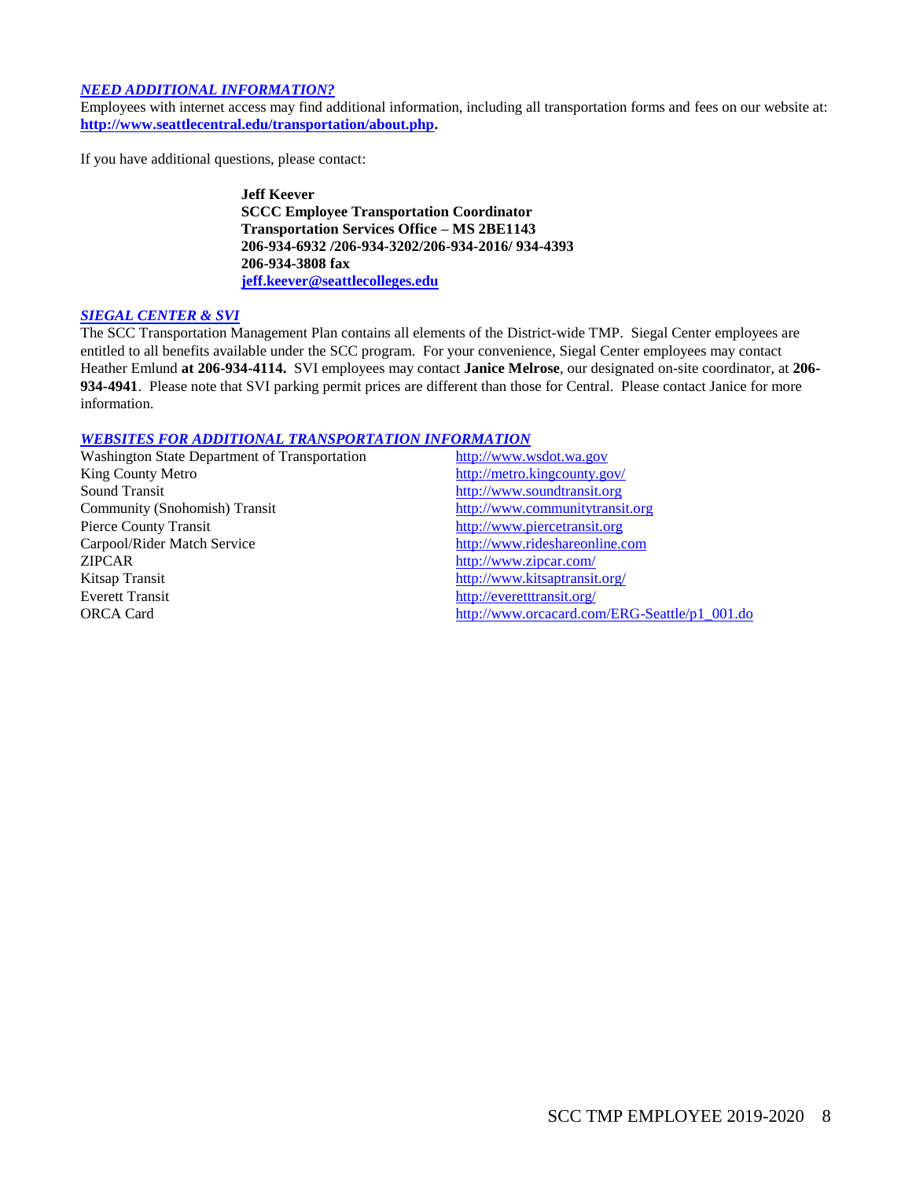## *NEED ADDITIONAL INFORMATION?*

Employees with internet access may find additional information, including all transportation forms and fees on our website at: **http://www.seattlecentral.edu/transportation/about.php.**

If you have additional questions, please contact:

**Jeff Keever**
**SCCC Employee Transportation Coordinator**
**Transportation Services Office – MS 2BE1143**
**206-934-6932 /206-934-3202/206-934-2016/ 934-4393**
**206-934-3808 fax**
**jeff.keever@seattlecolleges.edu**

## *SIEGAL CENTER & SVI*

The SCC Transportation Management Plan contains all elements of the District-wide TMP. Siegal Center employees are entitled to all benefits available under the SCC program. For your convenience, Siegal Center employees may contact Heather Emlund **at 206-934-4114.** SVI employees may contact **Janice Melrose**, our designated on-site coordinator, at **206-934-4941**. Please note that SVI parking permit prices are different than those for Central. Please contact Janice for more information.

## *WEBSITES FOR ADDITIONAL TRANSPORTATION INFORMATION*

| | |
|---|---|
| Washington State Department of Transportation | http://www.wsdot.wa.gov |
| King County Metro | http://metro.kingcounty.gov/ |
| Sound Transit | http://www.soundtransit.org |
| Community (Snohomish) Transit | http://www.communitytransit.org |
| Pierce County Transit | http://www.piercetransit.org |
| Carpool/Rider Match Service | http://www.rideshareonline.com |
| ZIPCAR | http://www.zipcar.com/ |
| Kitsap Transit | http://www.kitsaptransit.org/ |
| Everett Transit | http://everetttransit.org/ |
| ORCA Card | http://www.orcacard.com/ERG-Seattle/p1_001.do |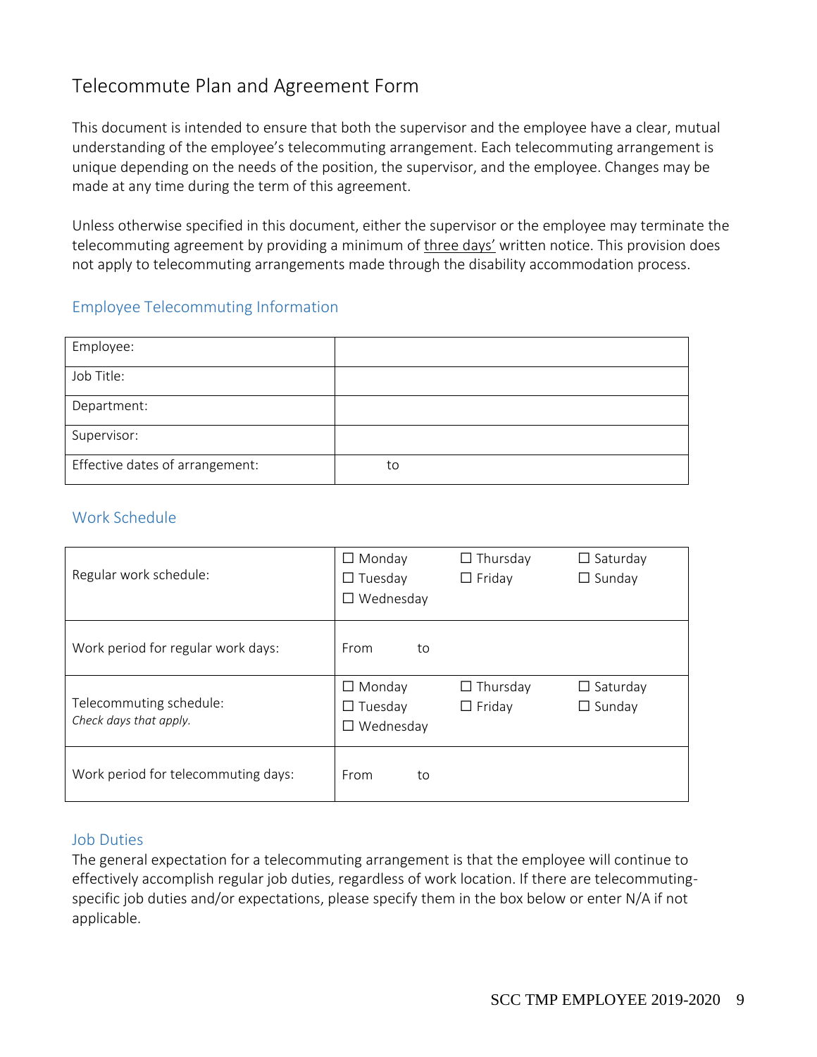# Telecommute Plan and Agreement Form

This document is intended to ensure that both the supervisor and the employee have a clear, mutual understanding of the employee's telecommuting arrangement. Each telecommuting arrangement is unique depending on the needs of the position, the supervisor, and the employee. Changes may be made at any time during the term of this agreement.

Unless otherwise specified in this document, either the supervisor or the employee may terminate the telecommuting agreement by providing a minimum of <u>three days'</u> written notice. This provision does not apply to telecommuting arrangements made through the disability accommodation process.

## Employee Telecommuting Information

| | |
|---|---|
| Employee: | |
| Job Title: | |
| Department: | |
| Supervisor: | |
| Effective dates of arrangement: | to |

## Work Schedule

| | | | |
|---|---|---|---|
| Regular work schedule: | ☐ Monday<br>☐ Tuesday<br>☐ Wednesday | ☐ Thursday<br>☐ Friday | ☐ Saturday<br>☐ Sunday |
| Work period for regular work days: | From to | | |
| Telecommuting schedule:<br>*Check days that apply.* | ☐ Monday<br>☐ Tuesday<br>☐ Wednesday | ☐ Thursday<br>☐ Friday | ☐ Saturday<br>☐ Sunday |
| Work period for telecommuting days: | From to | | |

## Job Duties

The general expectation for a telecommuting arrangement is that the employee will continue to effectively accomplish regular job duties, regardless of work location. If there are telecommuting-specific job duties and/or expectations, please specify them in the box below or enter N/A if not applicable.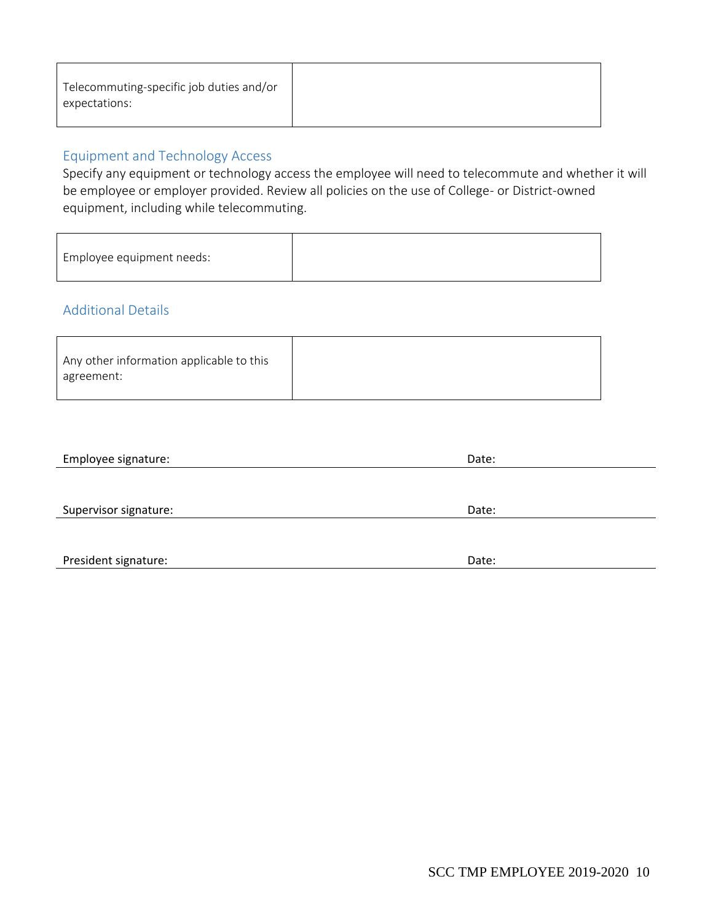| | |
|---|---|
| Telecommuting-specific job duties and/or expectations: | |

## Equipment and Technology Access

Specify any equipment or technology access the employee will need to telecommute and whether it will be employee or employer provided. Review all policies on the use of College- or District-owned equipment, including while telecommuting.

| | |
|---|---|
| Employee equipment needs: | |

## Additional Details

| | |
|---|---|
| Any other information applicable to this agreement: | |

Employee signature: _______________________________ Date: _______________

Supervisor signature: _______________________________ Date: _______________

President signature: _______________________________ Date: _______________